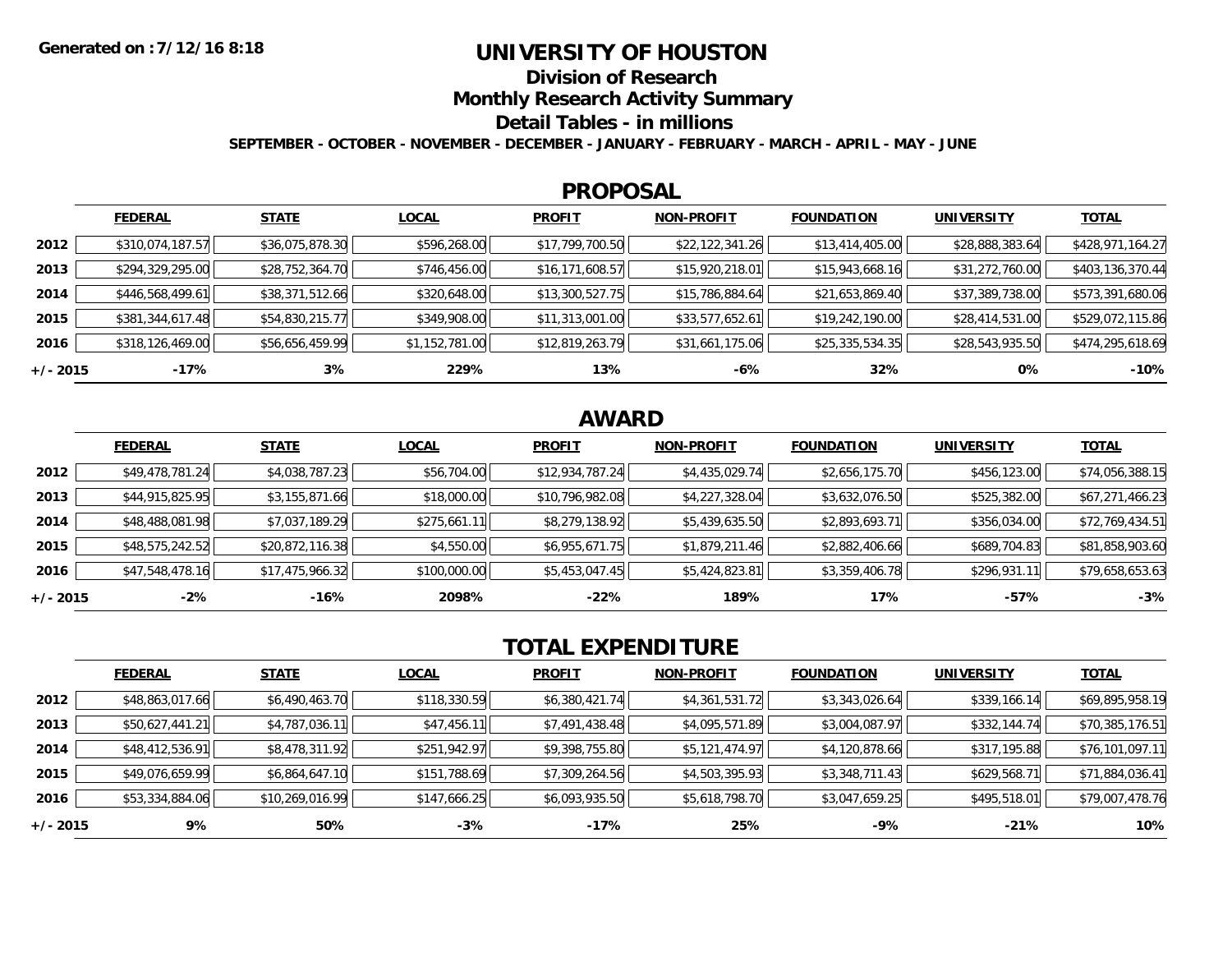Generated on :7/12/16 8:18

# UNIVERSITY OF HOUSTON

## Division of Research

## Monthly Research Activity Summary

## Detail Tables - in millions

**SEPTEMBER - OCTOBER - NOVEMBER - DECEMBER - JANUARY - FEBRUARY - MARCH - APRIL - MAY - JUNE**

## PROPOSAL

| | FEDERAL | STATE | LOCAL | PROFIT | NON-PROFIT | FOUNDATION | UNIVERSITY | TOTAL |
|---|---|---|---|---|---|---|---|---|
| 2012 | $310,074,187.57 | $36,075,878.30 | $596,268.00 | $17,799,700.50 | $22,122,341.26 | $13,414,405.00 | $28,888,383.64 | $428,971,164.27 |
| 2013 | $294,329,295.00 | $28,752,364.70 | $746,456.00 | $16,171,608.57 | $15,920,218.01 | $15,943,668.16 | $31,272,760.00 | $403,136,370.44 |
| 2014 | $446,568,499.61 | $38,371,512.66 | $320,648.00 | $13,300,527.75 | $15,786,884.64 | $21,653,869.40 | $37,389,738.00 | $573,391,680.06 |
| 2015 | $381,344,617.48 | $54,830,215.77 | $349,908.00 | $11,313,001.00 | $33,577,652.61 | $19,242,190.00 | $28,414,531.00 | $529,072,115.86 |
| 2016 | $318,126,469.00 | $56,656,459.99 | $1,152,781.00 | $12,819,263.79 | $31,661,175.06 | $25,335,534.35 | $28,543,935.50 | $474,295,618.69 |
| +/- 2015 | -17% | 3% | 229% | 13% | -6% | 32% | 0% | -10% |

## AWARD

| | FEDERAL | STATE | LOCAL | PROFIT | NON-PROFIT | FOUNDATION | UNIVERSITY | TOTAL |
|---|---|---|---|---|---|---|---|---|
| 2012 | $49,478,781.24 | $4,038,787.23 | $56,704.00 | $12,934,787.24 | $4,435,029.74 | $2,656,175.70 | $456,123.00 | $74,056,388.15 |
| 2013 | $44,915,825.95 | $3,155,871.66 | $18,000.00 | $10,796,982.08 | $4,227,328.04 | $3,632,076.50 | $525,382.00 | $67,271,466.23 |
| 2014 | $48,488,081.98 | $7,037,189.29 | $275,661.11 | $8,279,138.92 | $5,439,635.50 | $2,893,693.71 | $356,034.00 | $72,769,434.51 |
| 2015 | $48,575,242.52 | $20,872,116.38 | $4,550.00 | $6,955,671.75 | $1,879,211.46 | $2,882,406.66 | $689,704.83 | $81,858,903.60 |
| 2016 | $47,548,478.16 | $17,475,966.32 | $100,000.00 | $5,453,047.45 | $5,424,823.81 | $3,359,406.78 | $296,931.11 | $79,658,653.63 |
| +/- 2015 | -2% | -16% | 2098% | -22% | 189% | 17% | -57% | -3% |

## TOTAL EXPENDITURE

| | FEDERAL | STATE | LOCAL | PROFIT | NON-PROFIT | FOUNDATION | UNIVERSITY | TOTAL |
|---|---|---|---|---|---|---|---|---|
| 2012 | $48,863,017.66 | $6,490,463.70 | $118,330.59 | $6,380,421.74 | $4,361,531.72 | $3,343,026.64 | $339,166.14 | $69,895,958.19 |
| 2013 | $50,627,441.21 | $4,787,036.11 | $47,456.11 | $7,491,438.48 | $4,095,571.89 | $3,004,087.97 | $332,144.74 | $70,385,176.51 |
| 2014 | $48,412,536.91 | $8,478,311.92 | $251,942.97 | $9,398,755.80 | $5,121,474.97 | $4,120,878.66 | $317,195.88 | $76,101,097.11 |
| 2015 | $49,076,659.99 | $6,864,647.10 | $151,788.69 | $7,309,264.56 | $4,503,395.93 | $3,348,711.43 | $629,568.71 | $71,884,036.41 |
| 2016 | $53,334,884.06 | $10,269,016.99 | $147,666.25 | $6,093,935.50 | $5,618,798.70 | $3,047,659.25 | $495,518.01 | $79,007,478.76 |
| +/- 2015 | 9% | 50% | -3% | -17% | 25% | -9% | -21% | 10% |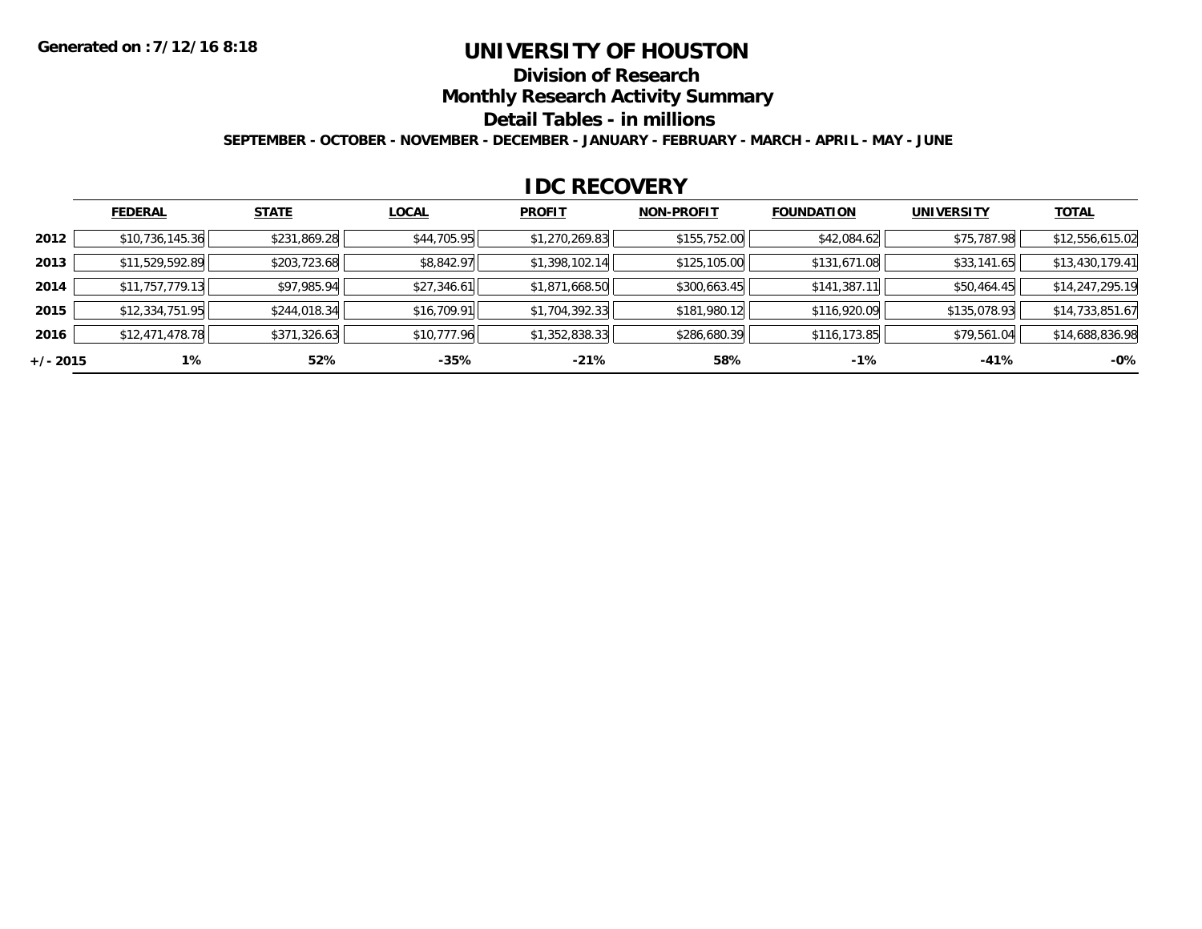Generated on :7/12/16 8:18

# UNIVERSITY OF HOUSTON

## Division of Research

## Monthly Research Activity Summary

## Detail Tables - in millions

**SEPTEMBER - OCTOBER - NOVEMBER - DECEMBER - JANUARY - FEBRUARY - MARCH - APRIL - MAY - JUNE**

## IDC RECOVERY

| | FEDERAL | STATE | LOCAL | PROFIT | NON-PROFIT | FOUNDATION | UNIVERSITY | TOTAL |
|---|---|---|---|---|---|---|---|---|
| **2012** | $10,736,145.36 | $231,869.28 | $44,705.95 | $1,270,269.83 | $155,752.00 | $42,084.62 | $75,787.98 | $12,556,615.02 |
| **2013** | $11,529,592.89 | $203,723.68 | $8,842.97 | $1,398,102.14 | $125,105.00 | $131,671.08 | $33,141.65 | $13,430,179.41 |
| **2014** | $11,757,779.13 | $97,985.94 | $27,346.61 | $1,871,668.50 | $300,663.45 | $141,387.11 | $50,464.45 | $14,247,295.19 |
| **2015** | $12,334,751.95 | $244,018.34 | $16,709.91 | $1,704,392.33 | $181,980.12 | $116,920.09 | $135,078.93 | $14,733,851.67 |
| **2016** | $12,471,478.78 | $371,326.63 | $10,777.96 | $1,352,838.33 | $286,680.39 | $116,173.85 | $79,561.04 | $14,688,836.98 |
| **+/- 2015** | **1%** | **52%** | **-35%** | **-21%** | **58%** | **-1%** | **-41%** | **-0%** |